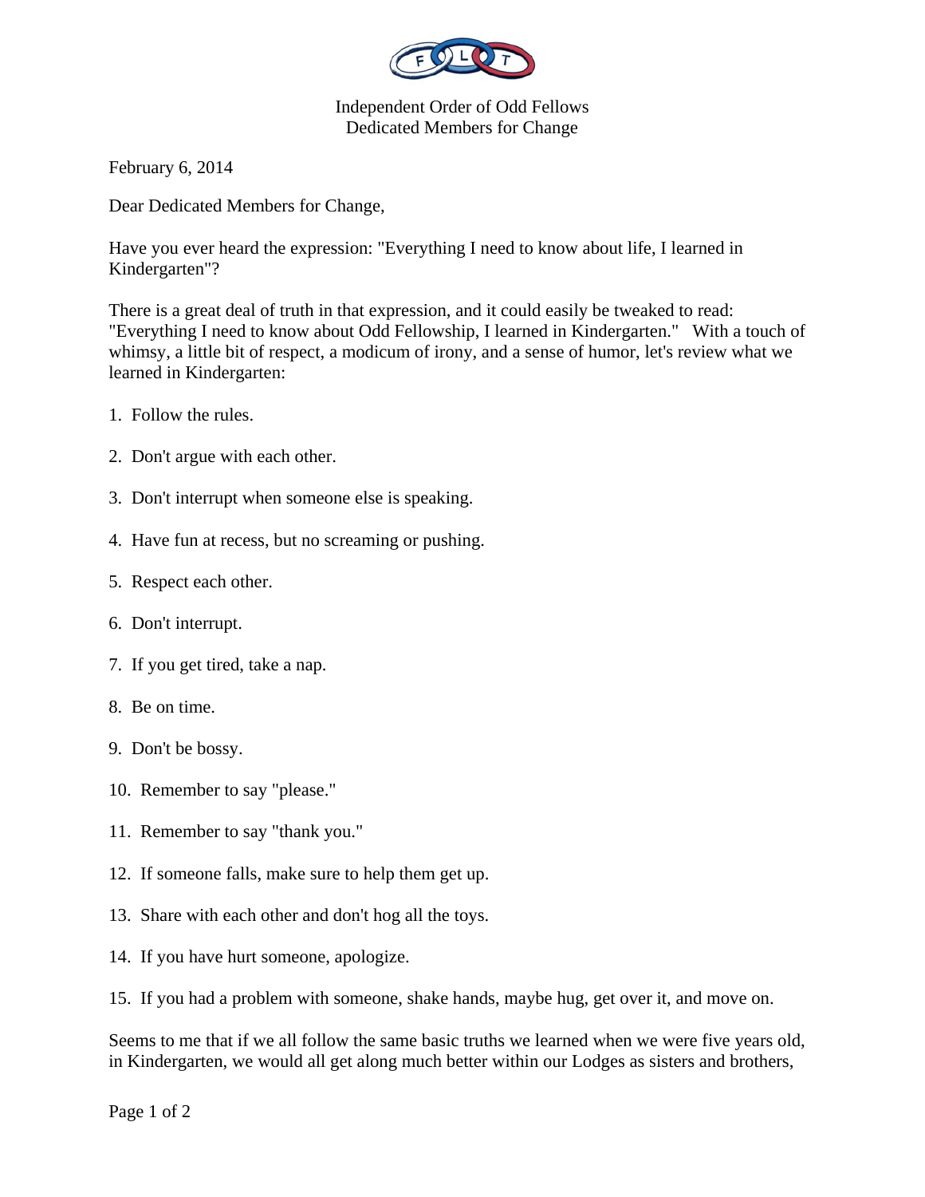Independent Order of Odd Fellows
Dedicated Members for Change

February 6, 2014

Dear Dedicated Members for Change,

Have you ever heard the expression: "Everything I need to know about life, I learned in Kindergarten"?

There is a great deal of truth in that expression, and it could easily be tweaked to read: "Everything I need to know about Odd Fellowship, I learned in Kindergarten." With a touch of whimsy, a little bit of respect, a modicum of irony, and a sense of humor, let's review what we learned in Kindergarten:

1. Follow the rules.
2. Don't argue with each other.
3. Don't interrupt when someone else is speaking.
4. Have fun at recess, but no screaming or pushing.
5. Respect each other.
6. Don't interrupt.
7. If you get tired, take a nap.
8. Be on time.
9. Don't be bossy.
10. Remember to say "please."
11. Remember to say "thank you."
12. If someone falls, make sure to help them get up.
13. Share with each other and don't hog all the toys.
14. If you have hurt someone, apologize.
15. If you had a problem with someone, shake hands, maybe hug, get over it, and move on.

Seems to me that if we all follow the same basic truths we learned when we were five years old, in Kindergarten, we would all get along much better within our Lodges as sisters and brothers,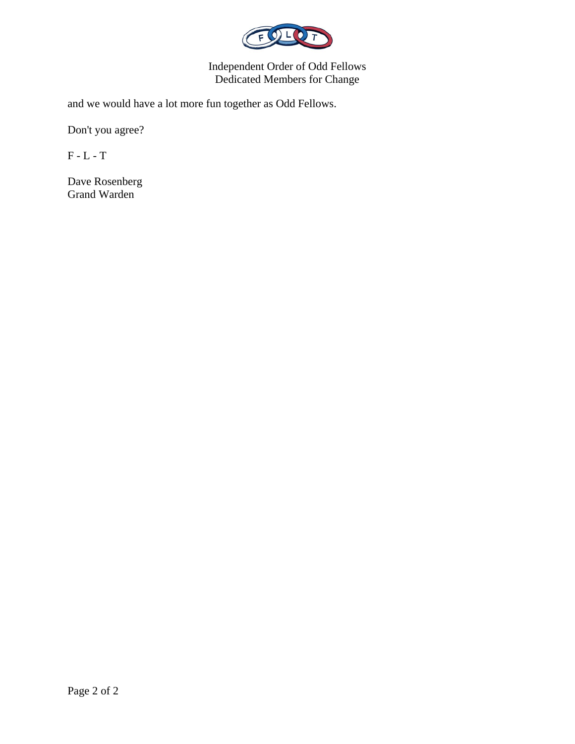Independent Order of Odd Fellows
Dedicated Members for Change

and we would have a lot more fun together as Odd Fellows.

Don't you agree?

F - L - T

Dave Rosenberg
Grand Warden